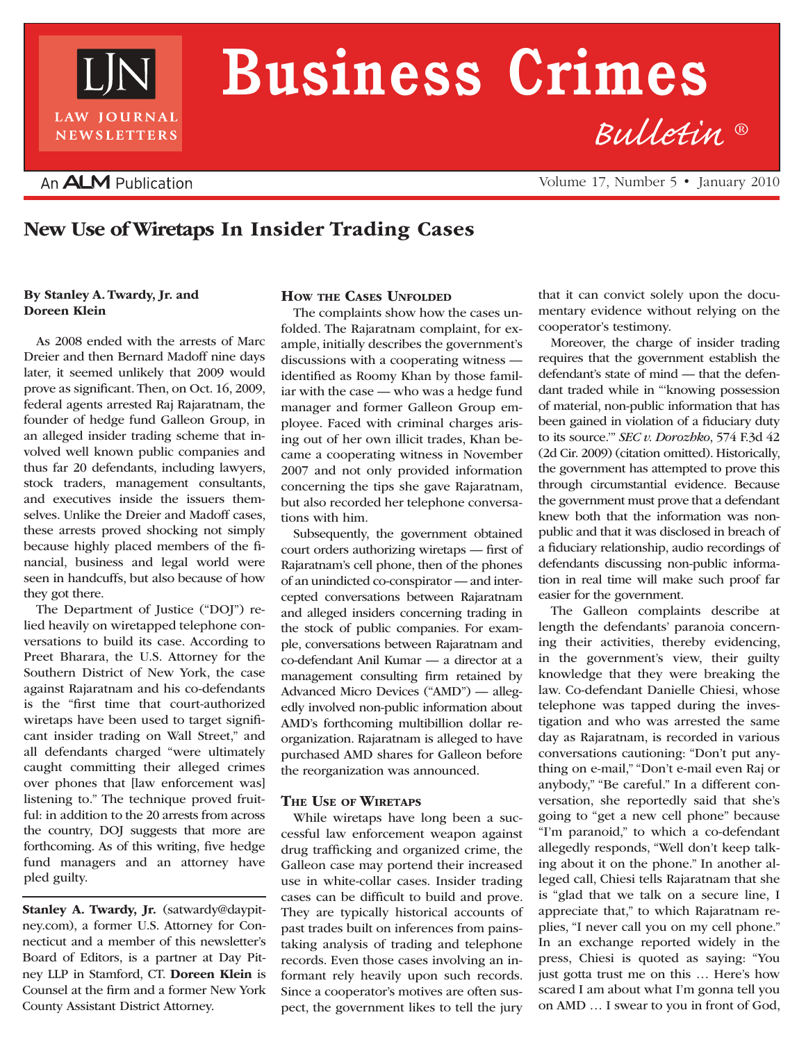# Business Crimes Bulletin ®

LJN LAW JOURNAL NEWSLETTERS

An ALM Publication

## New Use of Wiretaps In Insider Trading Cases

**By Stanley A. Twardy, Jr. and Doreen Klein**

As 2008 ended with the arrests of Marc Dreier and then Bernard Madoff nine days later, it seemed unlikely that 2009 would prove as significant. Then, on Oct. 16, 2009, federal agents arrested Raj Rajaratnam, the founder of hedge fund Galleon Group, in an alleged insider trading scheme that involved well known public companies and thus far 20 defendants, including lawyers, stock traders, management consultants, and executives inside the issuers themselves. Unlike the Dreier and Madoff cases, these arrests proved shocking not simply because highly placed members of the financial, business and legal world were seen in handcuffs, but also because of how they got there.

The Department of Justice ("DOJ") relied heavily on wiretapped telephone conversations to build its case. According to Preet Bharara, the U.S. Attorney for the Southern District of New York, the case against Rajaratnam and his co-defendants is the "first time that court-authorized wiretaps have been used to target significant insider trading on Wall Street," and all defendants charged "were ultimately caught committing their alleged crimes over phones that [law enforcement was] listening to." The technique proved fruitful: in addition to the 20 arrests from across the country, DOJ suggests that more are forthcoming. As of this writing, five hedge fund managers and an attorney have pled guilty.

---

**Stanley A. Twardy, Jr.** (satwardy@daypitney.com), a former U.S. Attorney for Connecticut and a member of this newsletter's Board of Editors, is a partner at Day Pitney LLP in Stamford, CT. **Doreen Klein** is Counsel at the firm and a former New York County Assistant District Attorney.

---

### How the Cases Unfolded

The complaints show how the cases unfolded. The Rajaratnam complaint, for example, initially describes the government's discussions with a cooperating witness — identified as Roomy Khan by those familiar with the case — who was a hedge fund manager and former Galleon Group employee. Faced with criminal charges arising out of her own illicit trades, Khan became a cooperating witness in November 2007 and not only provided information concerning the tips she gave Rajaratnam, but also recorded her telephone conversations with him.

Subsequently, the government obtained court orders authorizing wiretaps — first of Rajaratnam's cell phone, then of the phones of an unindicted co-conspirator — and intercepted conversations between Rajaratnam and alleged insiders concerning trading in the stock of public companies. For example, conversations between Rajaratnam and co-defendant Anil Kumar — a director at a management consulting firm retained by Advanced Micro Devices ("AMD") — allegedly involved non-public information about AMD's forthcoming multibillion dollar reorganization. Rajaratnam is alleged to have purchased AMD shares for Galleon before the reorganization was announced.

### The Use of Wiretaps

While wiretaps have long been a successful law enforcement weapon against drug trafficking and organized crime, the Galleon case may portend their increased use in white-collar cases. Insider trading cases can be difficult to build and prove. They are typically historical accounts of past trades built on inferences from painstaking analysis of trading and telephone records. Even those cases involving an informant rely heavily upon such records. Since a cooperator's motives are often suspect, the government likes to tell the jury that it can convict solely upon the documentary evidence without relying on the cooperator's testimony.

Moreover, the charge of insider trading requires that the government establish the defendant's state of mind — that the defendant traded while in "'knowing possession of material, non-public information that has been gained in violation of a fiduciary duty to its source.'" *SEC v. Dorozhko*, 574 F.3d 42 (2d Cir. 2009) (citation omitted). Historically, the government has attempted to prove this through circumstantial evidence. Because the government must prove that a defendant knew both that the information was non-public and that it was disclosed in breach of a fiduciary relationship, audio recordings of defendants discussing non-public information in real time will make such proof far easier for the government.

The Galleon complaints describe at length the defendants' paranoia concerning their activities, thereby evidencing, in the government's view, their guilty knowledge that they were breaking the law. Co-defendant Danielle Chiesi, whose telephone was tapped during the investigation and who was arrested the same day as Rajaratnam, is recorded in various conversations cautioning: "Don't put anything on e-mail," "Don't e-mail even Raj or anybody," "Be careful." In a different conversation, she reportedly said that she's going to "get a new cell phone" because "I'm paranoid," to which a co-defendant allegedly responds, "Well don't keep talking about it on the phone." In another alleged call, Chiesi tells Rajaratnam that she is "glad that we talk on a secure line, I appreciate that," to which Rajaratnam replies, "I never call you on my cell phone." In an exchange reported widely in the press, Chiesi is quoted as saying: "You just gotta trust me on this … Here's how scared I am about what I'm gonna tell you on AMD … I swear to you in front of God,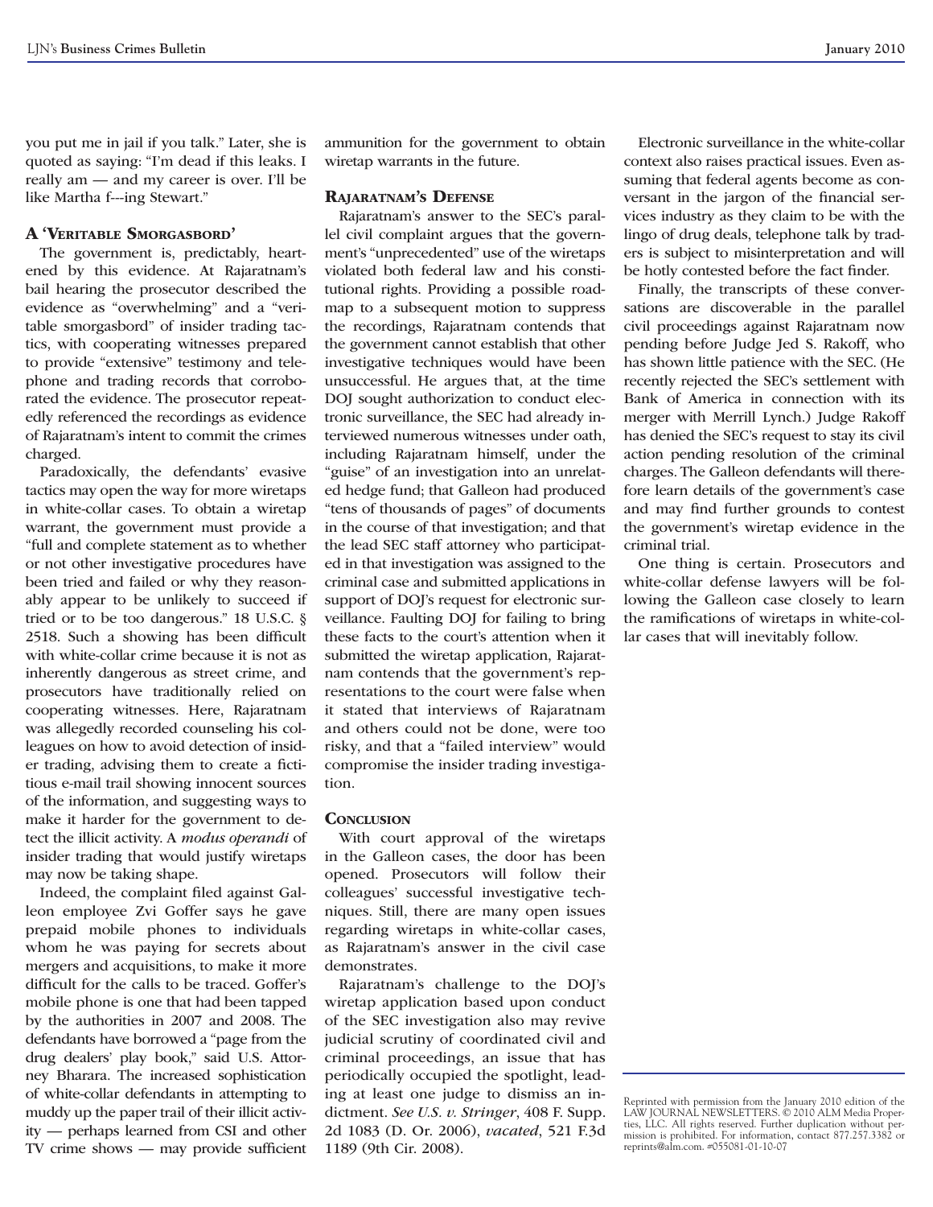you put me in jail if you talk." Later, she is quoted as saying: "I'm dead if this leaks. I really am — and my career is over. I'll be like Martha f---ing Stewart."

## A 'Veritable Smorgasbord'

The government is, predictably, heartened by this evidence. At Rajaratnam's bail hearing the prosecutor described the evidence as "overwhelming" and a "veritable smorgasbord" of insider trading tactics, with cooperating witnesses prepared to provide "extensive" testimony and telephone and trading records that corroborated the evidence. The prosecutor repeatedly referenced the recordings as evidence of Rajaratnam's intent to commit the crimes charged.

Paradoxically, the defendants' evasive tactics may open the way for more wiretaps in white-collar cases. To obtain a wiretap warrant, the government must provide a "full and complete statement as to whether or not other investigative procedures have been tried and failed or why they reasonably appear to be unlikely to succeed if tried or to be too dangerous." 18 U.S.C. § 2518. Such a showing has been difficult with white-collar crime because it is not as inherently dangerous as street crime, and prosecutors have traditionally relied on cooperating witnesses. Here, Rajaratnam was allegedly recorded counseling his colleagues on how to avoid detection of insider trading, advising them to create a fictitious e-mail trail showing innocent sources of the information, and suggesting ways to make it harder for the government to detect the illicit activity. A *modus operandi* of insider trading that would justify wiretaps may now be taking shape.

Indeed, the complaint filed against Galleon employee Zvi Goffer says he gave prepaid mobile phones to individuals whom he was paying for secrets about mergers and acquisitions, to make it more difficult for the calls to be traced. Goffer's mobile phone is one that had been tapped by the authorities in 2007 and 2008. The defendants have borrowed a "page from the drug dealers' play book," said U.S. Attorney Bharara. The increased sophistication of white-collar defendants in attempting to muddy up the paper trail of their illicit activity — perhaps learned from CSI and other TV crime shows — may provide sufficient ammunition for the government to obtain wiretap warrants in the future.

## Rajaratnam's Defense

Rajaratnam's answer to the SEC's parallel civil complaint argues that the government's "unprecedented" use of the wiretaps violated both federal law and his constitutional rights. Providing a possible roadmap to a subsequent motion to suppress the recordings, Rajaratnam contends that the government cannot establish that other investigative techniques would have been unsuccessful. He argues that, at the time DOJ sought authorization to conduct electronic surveillance, the SEC had already interviewed numerous witnesses under oath, including Rajaratnam himself, under the "guise" of an investigation into an unrelated hedge fund; that Galleon had produced "tens of thousands of pages" of documents in the course of that investigation; and that the lead SEC staff attorney who participated in that investigation was assigned to the criminal case and submitted applications in support of DOJ's request for electronic surveillance. Faulting DOJ for failing to bring these facts to the court's attention when it submitted the wiretap application, Rajaratnam contends that the government's representations to the court were false when it stated that interviews of Rajaratnam and others could not be done, were too risky, and that a "failed interview" would compromise the insider trading investigation.

## Conclusion

With court approval of the wiretaps in the Galleon cases, the door has been opened. Prosecutors will follow their colleagues' successful investigative techniques. Still, there are many open issues regarding wiretaps in white-collar cases, as Rajaratnam's answer in the civil case demonstrates.

Rajaratnam's challenge to the DOJ's wiretap application based upon conduct of the SEC investigation also may revive judicial scrutiny of coordinated civil and criminal proceedings, an issue that has periodically occupied the spotlight, leading at least one judge to dismiss an indictment. *See U.S. v. Stringer*, 408 F. Supp. 2d 1083 (D. Or. 2006), *vacated*, 521 F.3d 1189 (9th Cir. 2008).

Electronic surveillance in the white-collar context also raises practical issues. Even assuming that federal agents become as conversant in the jargon of the financial services industry as they claim to be with the lingo of drug deals, telephone talk by traders is subject to misinterpretation and will be hotly contested before the fact finder.

Finally, the transcripts of these conversations are discoverable in the parallel civil proceedings against Rajaratnam now pending before Judge Jed S. Rakoff, who has shown little patience with the SEC. (He recently rejected the SEC's settlement with Bank of America in connection with its merger with Merrill Lynch.) Judge Rakoff has denied the SEC's request to stay its civil action pending resolution of the criminal charges. The Galleon defendants will therefore learn details of the government's case and may find further grounds to contest the government's wiretap evidence in the criminal trial.

One thing is certain. Prosecutors and white-collar defense lawyers will be following the Galleon case closely to learn the ramifications of wiretaps in white-collar cases that will inevitably follow.

Reprinted with permission from the January 2010 edition of the LAW JOURNAL NEWSLETTERS. © 2010 ALM Media Properties, LLC. All rights reserved. Further duplication without permission is prohibited. For information, contact 877.257.3382 or reprints@alm.com. #055081-01-10-07